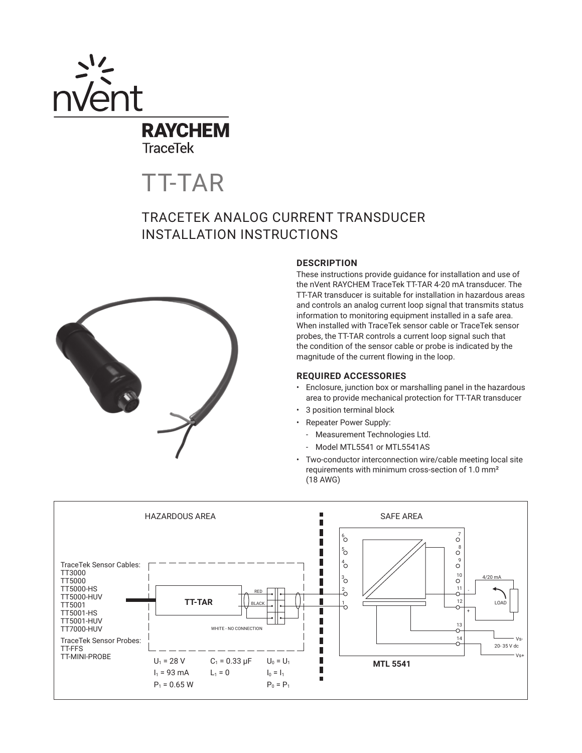# TT-TAR

## TRACETEK ANALOG CURRENT TRANSDUCER INSTALLATION INSTRUCTIONS

### DESCRIPTION

These instructions provide guidance for installation and use of the nVent RAYCHEM TraceTek TT-TAR 4-20 mA transducer. The TT-TAR transducer is suitable for installation in hazardous areas and controls an analog current loop signal that transmits status information to monitoring equipment installed in a safe area. When installed with TraceTek sensor cable or TraceTek sensor probes, the TT-TAR controls a current loop signal such that the condition of the sensor cable or probe is indicated by the magnitude of the current flowing in the loop.

### REQUIRED ACCESSORIES

- Enclosure, junction box or marshalling panel in the hazardous area to provide mechanical protection for TT-TAR transducer
- 3 position terminal block
- Repeater Power Supply:
  - Measurement Technologies Ltd.
  - Model MTL5541 or MTL5541AS
- Two-conductor interconnection wire/cable meeting local site requirements with minimum cross-section of 1.0 mm² (18 AWG)

HAZARDOUS AREA | SAFE AREA

TraceTek Sensor Cables:
TT3000
TT5000
TT5000-HS
TT5000-HUV
TT5001
TT5001-HS
TT5001-HUV
TT7000-HUV

TraceTek Sensor Probes:
TT-FFS
TT-MINI-PROBE

TT-TAR — RED, BLACK, WHITE - NO CONNECTION

4/20 mA, LOAD, Vs-, 20- 35 V dc, Vs+

MTL 5541

$U_1 = 28$ V, $I_1 = 93$ mA, $P_1 = 0.65$ W

$C_1 = 0.33$ µF, $L_1 = 0$

$U_0 = U_1$, $I_0 = I_1$, $P_0 = P_1$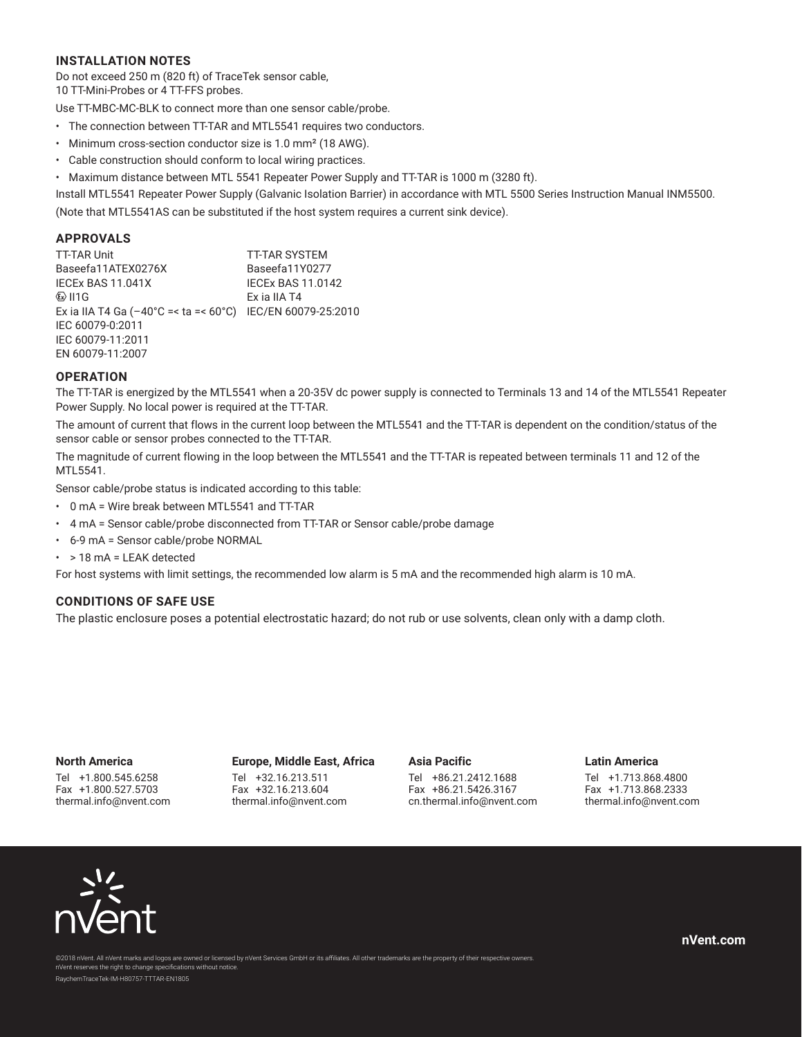## INSTALLATION NOTES

Do not exceed 250 m (820 ft) of TraceTek sensor cable,
10 TT-Mini-Probes or 4 TT-FFS probes.

Use TT-MBC-MC-BLK to connect more than one sensor cable/probe.

- The connection between TT-TAR and MTL5541 requires two conductors.
- Minimum cross-section conductor size is 1.0 mm² (18 AWG).
- Cable construction should conform to local wiring practices.
- Maximum distance between MTL 5541 Repeater Power Supply and TT-TAR is 1000 m (3280 ft).

Install MTL5541 Repeater Power Supply (Galvanic Isolation Barrier) in accordance with MTL 5500 Series Instruction Manual INM5500.

(Note that MTL5541AS can be substituted if the host system requires a current sink device).

## APPROVALS

| | |
|---|---|
| TT-TAR Unit | TT-TAR SYSTEM |
| Baseefa11ATEX0276X | Baseefa11Y0277 |
| IECEx BAS 11.041X | IECEx BAS 11.0142 |
| Ex II1G | Ex ia IIA T4 |
| Ex ia IIA T4 Ga (–40°C =< ta =< 60°C) | IEC/EN 60079-25:2010 |
| IEC 60079-0:2011 | |
| IEC 60079-11:2011 | |
| EN 60079-11:2007 | |

## OPERATION

The TT-TAR is energized by the MTL5541 when a 20-35V dc power supply is connected to Terminals 13 and 14 of the MTL5541 Repeater Power Supply. No local power is required at the TT-TAR.

The amount of current that flows in the current loop between the MTL5541 and the TT-TAR is dependent on the condition/status of the sensor cable or sensor probes connected to the TT-TAR.

The magnitude of current flowing in the loop between the MTL5541 and the TT-TAR is repeated between terminals 11 and 12 of the MTL5541.

Sensor cable/probe status is indicated according to this table:

- 0 mA = Wire break between MTL5541 and TT-TAR
- 4 mA = Sensor cable/probe disconnected from TT-TAR or Sensor cable/probe damage
- 6-9 mA = Sensor cable/probe NORMAL
- > 18 mA = LEAK detected

For host systems with limit settings, the recommended low alarm is 5 mA and the recommended high alarm is 10 mA.

## CONDITIONS OF SAFE USE

The plastic enclosure poses a potential electrostatic hazard; do not rub or use solvents, clean only with a damp cloth.

**North America**
Tel +1.800.545.6258
Fax +1.800.527.5703
thermal.info@nvent.com

**Europe, Middle East, Africa**
Tel +32.16.213.511
Fax +32.16.213.604
thermal.info@nvent.com

**Asia Pacific**
Tel +86.21.2412.1688
Fax +86.21.5426.3167
cn.thermal.info@nvent.com

**Latin America**
Tel +1.713.868.4800
Fax +1.713.868.2333
thermal.info@nvent.com

nVent

**nVent.com**

©2018 nVent. All nVent marks and logos are owned or licensed by nVent Services GmbH or its affiliates. All other trademarks are the property of their respective owners.
nVent reserves the right to change specifications without notice.

RaychemTraceTek-IM-H80757-TTTAR-EN1805